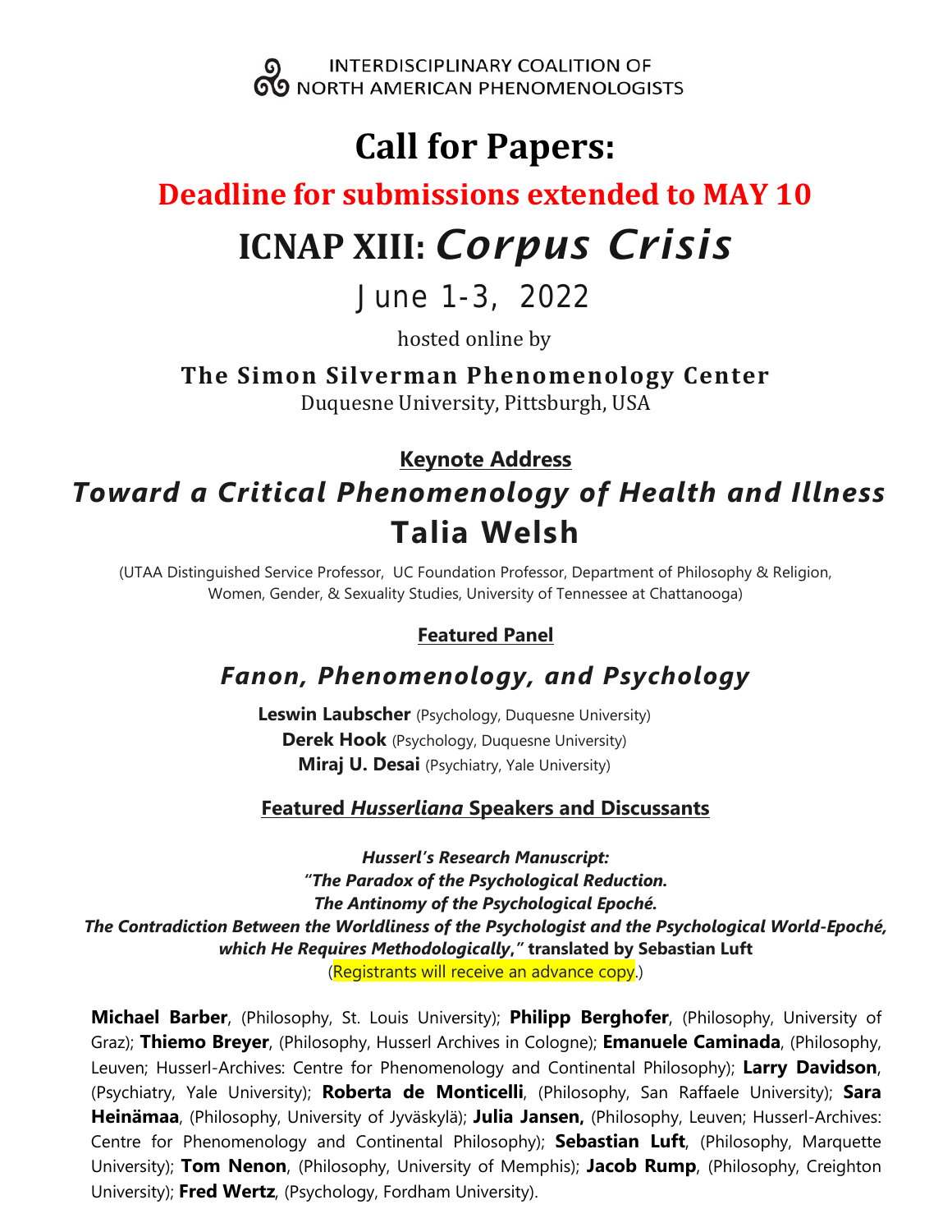INTERDISCIPLINARY COALITION OF NORTH AMERICAN PHENOMENOLOGISTS

# Call for Papers:

## Deadline for submissions extended to MAY 10

# ICNAP XIII: *Corpus Crisis*

## June 1-3, 2022

hosted online by

**The Simon Silverman Phenomenology Center**
Duquesne University, Pittsburgh, USA

### Keynote Address

## *Toward a Critical Phenomenology of Health and Illness*

## Talia Welsh

(UTAA Distinguished Service Professor, UC Foundation Professor, Department of Philosophy & Religion, Women, Gender, & Sexuality Studies, University of Tennessee at Chattanooga)

### Featured Panel

## *Fanon, Phenomenology, and Psychology*

**Leswin Laubscher** (Psychology, Duquesne University)
**Derek Hook** (Psychology, Duquesne University)
**Miraj U. Desai** (Psychiatry, Yale University)

### Featured *Husserliana* Speakers and Discussants

***Husserl's Research Manuscript:***
***"The Paradox of the Psychological Reduction.***
***The Antinomy of the Psychological Epoché.***
***The Contradiction Between the Worldliness of the Psychologist and the Psychological World-Epoché, which He Requires Methodologically," translated by Sebastian Luft***
(Registrants will receive an advance copy.)

**Michael Barber**, (Philosophy, St. Louis University); **Philipp Berghofer**, (Philosophy, University of Graz); **Thiemo Breyer**, (Philosophy, Husserl Archives in Cologne); **Emanuele Caminada**, (Philosophy, Leuven; Husserl-Archives: Centre for Phenomenology and Continental Philosophy); **Larry Davidson**, (Psychiatry, Yale University); **Roberta de Monticelli**, (Philosophy, San Raffaele University); **Sara Heinämaa**, (Philosophy, University of Jyväskylä); **Julia Jansen,** (Philosophy, Leuven; Husserl-Archives: Centre for Phenomenology and Continental Philosophy); **Sebastian Luft**, (Philosophy, Marquette University); **Tom Nenon**, (Philosophy, University of Memphis); **Jacob Rump**, (Philosophy, Creighton University); **Fred Wertz**, (Psychology, Fordham University).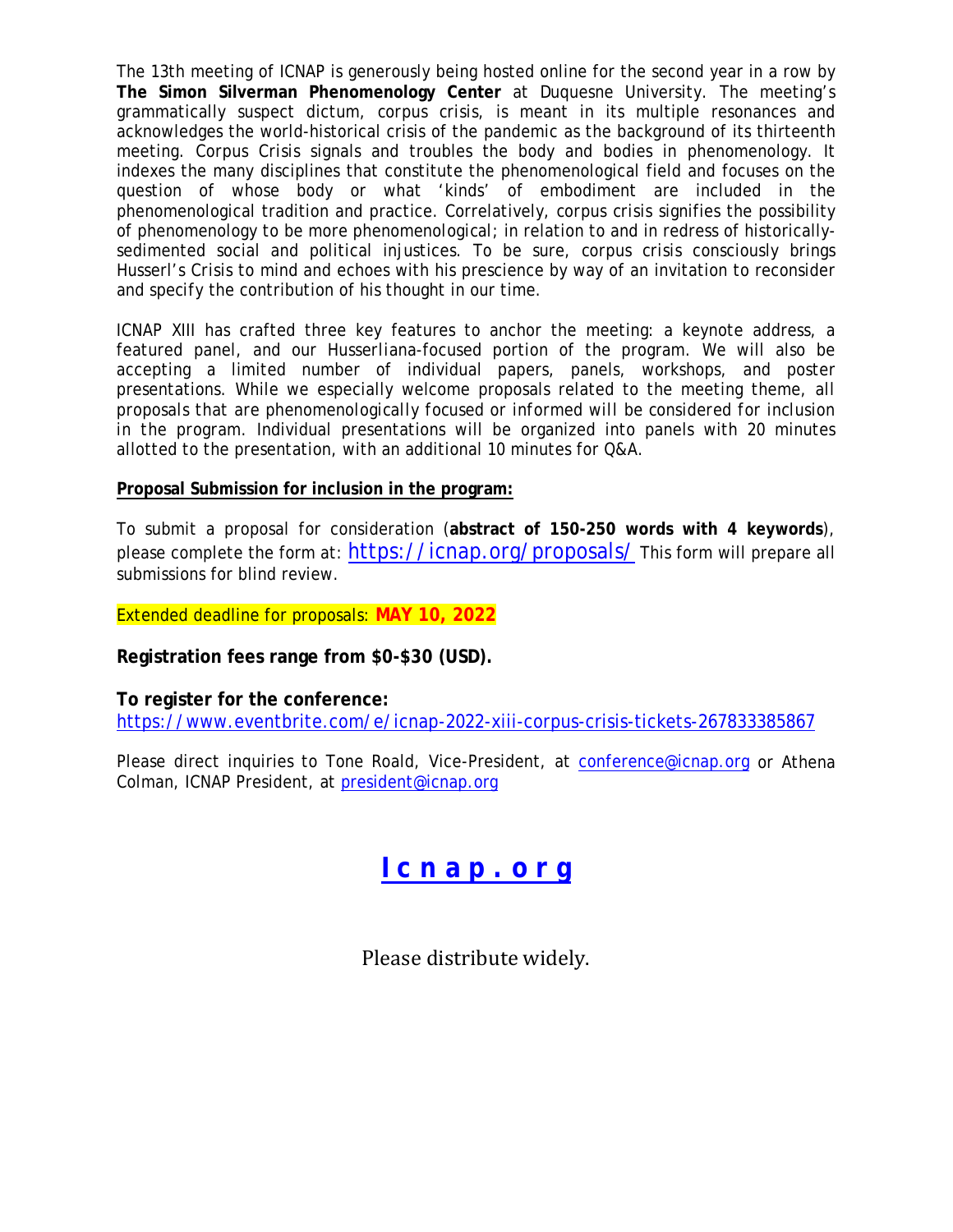The 13th meeting of ICNAP is generously being hosted online for the second year in a row by **The Simon Silverman Phenomenology Center** at Duquesne University. The meeting's grammatically suspect dictum, corpus crisis, is meant in its multiple resonances and acknowledges the world-historical crisis of the pandemic as the background of its thirteenth meeting. Corpus Crisis signals and troubles the body and bodies in phenomenology. It indexes the many disciplines that constitute the phenomenological field and focuses on the question of whose body or what 'kinds' of embodiment are included in the phenomenological tradition and practice. Correlatively, corpus crisis signifies the possibility of phenomenology to be more phenomenological; in relation to and in redress of historically-sedimented social and political injustices. To be sure, corpus crisis consciously brings Husserl's Crisis to mind and echoes with his prescience by way of an invitation to reconsider and specify the contribution of his thought in our time.

ICNAP XIII has crafted three key features to anchor the meeting: a keynote address, a featured panel, and our Husserliana-focused portion of the program. We will also be accepting a limited number of individual papers, panels, workshops, and poster presentations. While we especially welcome proposals related to the meeting theme, all proposals that are phenomenologically focused or informed will be considered for inclusion in the program. Individual presentations will be organized into panels with 20 minutes allotted to the presentation, with an additional 10 minutes for Q&A.

**Proposal Submission for inclusion in the program:**

To submit a proposal for consideration (**abstract of 150-250 words with 4 keywords**), please complete the form at: https://icnap.org/proposals/ This form will prepare all submissions for blind review.

Extended deadline for proposals: **MAY 10, 2022**

**Registration fees range from $0-$30 (USD).**

**To register for the conference:**
https://www.eventbrite.com/e/icnap-2022-xiii-corpus-crisis-tickets-267833385867

Please direct inquiries to Tone Roald, Vice-President, at conference@icnap.org or Athena Colman, ICNAP President, at president@icnap.org

**Icnap.org**

Please distribute widely.